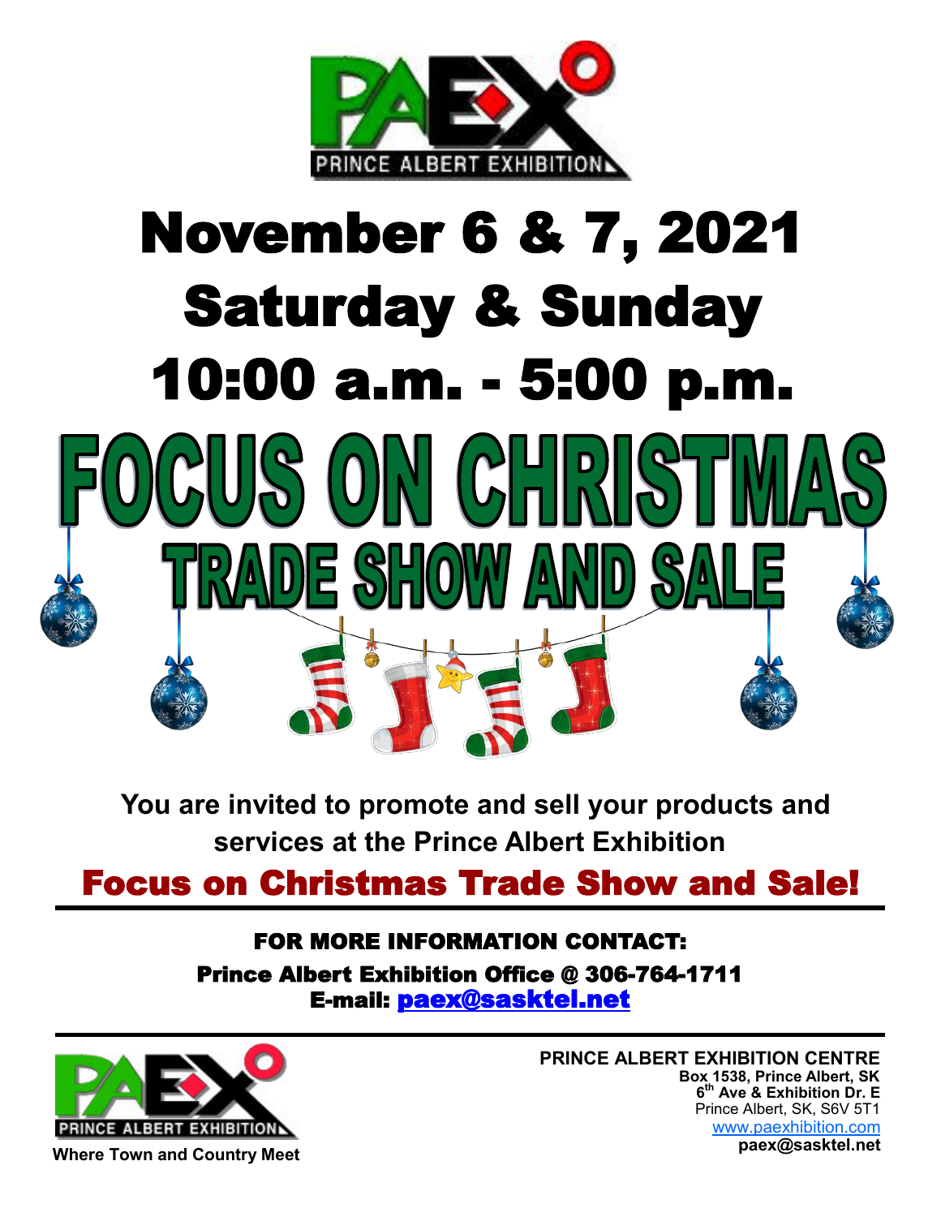PRINCE ALBERT EXHIBITION

# November 6 & 7, 2021
# Saturday & Sunday
# 10:00 a.m. - 5:00 p.m.

# FOCUS ON CHRISTMAS
## TRADE SHOW AND SALE

**You are invited to promote and sell your products and services at the Prince Albert Exhibition**

## Focus on Christmas Trade Show and Sale!

---

**FOR MORE INFORMATION CONTACT:**

**Prince Albert Exhibition Office @ 306-764-1711**

**E-mail: paex@sasktel.net**

---

PRINCE ALBERT EXHIBITION

**Where Town and Country Meet**

**PRINCE ALBERT EXHIBITION CENTRE**
**Box 1538, Prince Albert, SK**
**6th Ave & Exhibition Dr. E**
Prince Albert, SK, S6V 5T1
www.paexhibition.com
**paex@sasktel.net**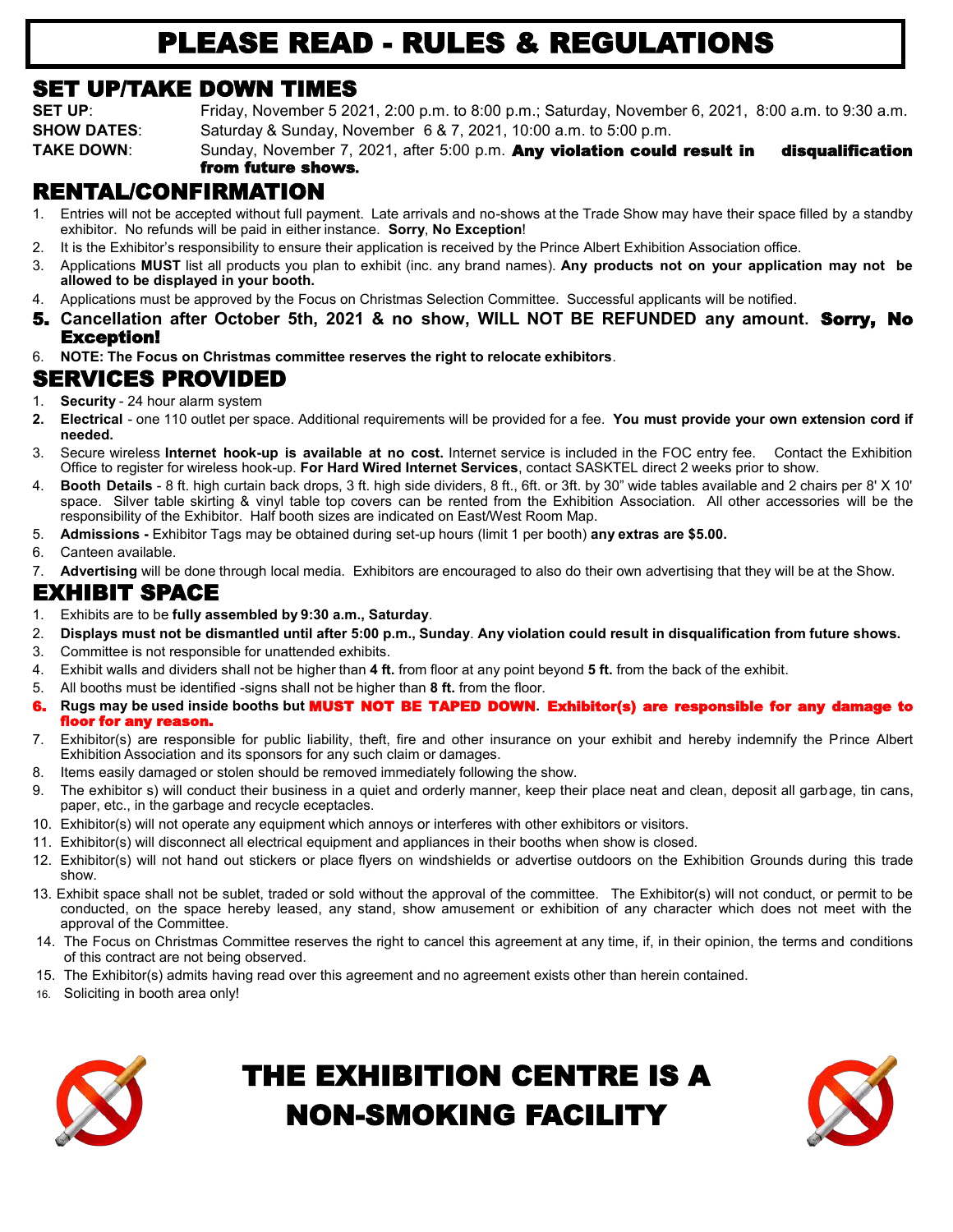# PLEASE READ - RULES & REGULATIONS

## SET UP/TAKE DOWN TIMES

**SET UP**: Friday, November 5 2021, 2:00 p.m. to 8:00 p.m.; Saturday, November 6, 2021, 8:00 a.m. to 9:30 a.m.

**SHOW DATES**: Saturday & Sunday, November 6 & 7, 2021, 10:00 a.m. to 5:00 p.m.

**TAKE DOWN**: Sunday, November 7, 2021, after 5:00 p.m. **Any violation could result in disqualification from future shows.**

## RENTAL/CONFIRMATION

1. Entries will not be accepted without full payment. Late arrivals and no-shows at the Trade Show may have their space filled by a standby exhibitor. No refunds will be paid in either instance. **Sorry**, **No Exception**!
2. It is the Exhibitor's responsibility to ensure their application is received by the Prince Albert Exhibition Association office.
3. Applications **MUST** list all products you plan to exhibit (inc. any brand names). **Any products not on your application may not be allowed to be displayed in your booth.**
4. Applications must be approved by the Focus on Christmas Selection Committee. Successful applicants will be notified.
5. **Cancellation after October 5th, 2021 & no show, WILL NOT BE REFUNDED any amount. Sorry, No Exception!**
6. **NOTE: The Focus on Christmas committee reserves the right to relocate exhibitors**.

## SERVICES PROVIDED

1. **Security** - 24 hour alarm system
2. **Electrical** - one 110 outlet per space. Additional requirements will be provided for a fee. **You must provide your own extension cord if needed.**
3. Secure wireless **Internet hook-up is available at no cost.** Internet service is included in the FOC entry fee. Contact the Exhibition Office to register for wireless hook-up. **For Hard Wired Internet Services**, contact SASKTEL direct 2 weeks prior to show.
4. **Booth Details** - 8 ft. high curtain back drops, 3 ft. high side dividers, 8 ft., 6ft. or 3ft. by 30" wide tables available and 2 chairs per 8' X 10' space. Silver table skirting & vinyl table top covers can be rented from the Exhibition Association. All other accessories will be the responsibility of the Exhibitor. Half booth sizes are indicated on East/West Room Map.
5. **Admissions -** Exhibitor Tags may be obtained during set-up hours (limit 1 per booth) **any extras are $5.00.**
6. Canteen available.
7. **Advertising** will be done through local media. Exhibitors are encouraged to also do their own advertising that they will be at the Show.

## EXHIBIT SPACE

1. Exhibits are to be **fully assembled by 9:30 a.m., Saturday**.
2. **Displays must not be dismantled until after 5:00 p.m., Sunday**. **Any violation could result in disqualification from future shows.**
3. Committee is not responsible for unattended exhibits.
4. Exhibit walls and dividers shall not be higher than **4 ft.** from floor at any point beyond **5 ft.** from the back of the exhibit.
5. All booths must be identified -signs shall not be higher than **8 ft.** from the floor.
6. **Rugs may be used inside booths but MUST NOT BE TAPED DOWN. Exhibitor(s) are responsible for any damage to floor for any reason.**
7. Exhibitor(s) are responsible for public liability, theft, fire and other insurance on your exhibit and hereby indemnify the Prince Albert Exhibition Association and its sponsors for any such claim or damages.
8. Items easily damaged or stolen should be removed immediately following the show.
9. The exhibitor s) will conduct their business in a quiet and orderly manner, keep their place neat and clean, deposit all garbage, tin cans, paper, etc., in the garbage and recycle eceptacles.
10. Exhibitor(s) will not operate any equipment which annoys or interferes with other exhibitors or visitors.
11. Exhibitor(s) will disconnect all electrical equipment and appliances in their booths when show is closed.
12. Exhibitor(s) will not hand out stickers or place flyers on windshields or advertise outdoors on the Exhibition Grounds during this trade show.
13. Exhibit space shall not be sublet, traded or sold without the approval of the committee. The Exhibitor(s) will not conduct, or permit to be conducted, on the space hereby leased, any stand, show amusement or exhibition of any character which does not meet with the approval of the Committee.
14. The Focus on Christmas Committee reserves the right to cancel this agreement at any time, if, in their opinion, the terms and conditions of this contract are not being observed.
15. The Exhibitor(s) admits having read over this agreement and no agreement exists other than herein contained.
16. Soliciting in booth area only!

## THE EXHIBITION CENTRE IS A NON-SMOKING FACILITY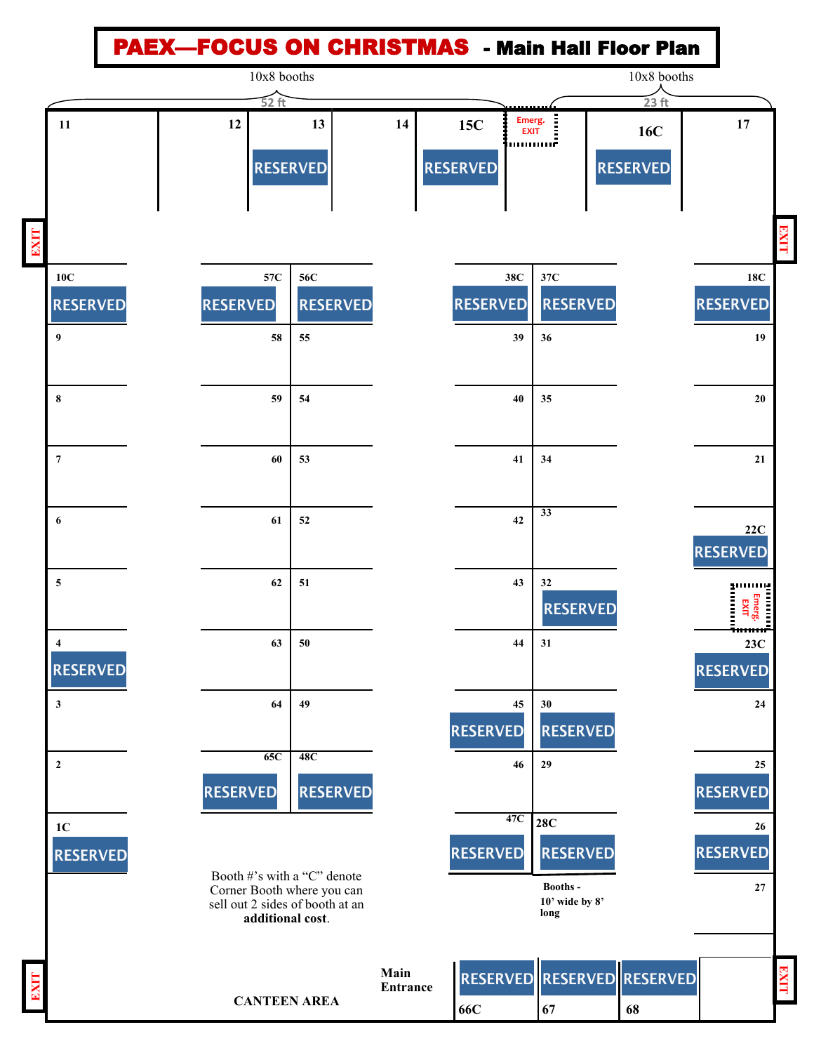# PAEX—FOCUS ON CHRISTMAS - Main Hall Floor Plan

10x8 booths — 52 ft

10x8 booths — 23 ft

| 11 | 12 | 13 | 14 | 15C | Emerg. EXIT | | 16C | 17 |
|---|---|---|---|---|---|---|---|---|
| | | RESERVED | | RESERVED | | | RESERVED | |

EXIT

EXIT

| Row | Booth | Booth | Booth | Booth | Booth | Booth |
|---|---|---|---|---|---|---|
| 1 | 10C RESERVED | 57C RESERVED | 56C RESERVED | 38C RESERVED | 37C RESERVED | 18C RESERVED |
| 2 | 9 | 58 | 55 | 39 | 36 | 19 |
| 3 | 8 | 59 | 54 | 40 | 35 | 20 |
| 4 | 7 | 60 | 53 | 41 | 34 | 21 |
| 5 | 6 | 61 | 52 | 42 | 33 | 22C RESERVED |
| 6 | 5 | 62 | 51 | 43 | 32 RESERVED | Emerg. EXIT |
| 7 | 4 RESERVED | 63 | 50 | 44 | 31 | 23C RESERVED |
| 8 | 3 | 64 | 49 | 45 RESERVED | 30 RESERVED | 24 |
| 9 | 2 | 65C RESERVED | 48C RESERVED | 46 | 29 | 25 RESERVED |
| 10 | 1C RESERVED | | | 47C RESERVED | 28C RESERVED | 26 RESERVED |
| 11 | | | | | | 27 |

Booth #'s with a "C" denote Corner Booth where you can sell out 2 sides of booth at an **additional cost**.

Booths - 10' wide by 8' long

| CANTEEN AREA | Main Entrance | 66C RESERVED | 67 RESERVED | 68 RESERVED | |
|---|---|---|---|---|---|

EXIT

EXIT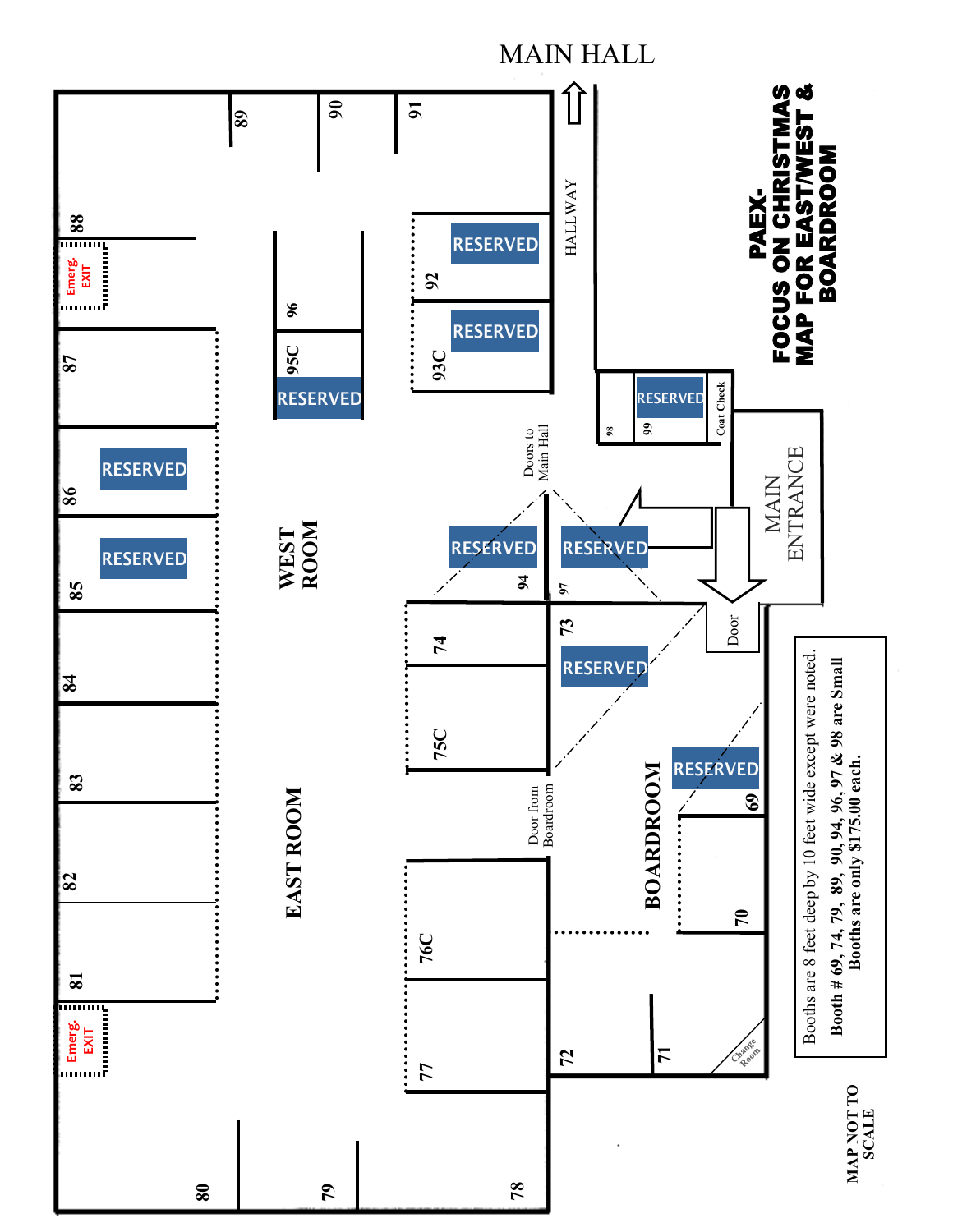# PAEX-FOCUS ON CHRISTMAS MAP FOR EAST/WEST & BOARDROOM

MAIN HALL

HALLWAY

MAIN ENTRANCE

WEST ROOM

EAST ROOM

BOARDROOM

Doors to Main Hall

Door from Boardroom

Door

Coat Check

Change Room

Emerg. EXIT

Emerg. EXIT

| Booth | Status |
|---|---|
| 69 | RESERVED |
| 70 | |
| 71 | |
| 72 | |
| 73 | RESERVED |
| 74 | |
| 75C | |
| 76C | |
| 77 | |
| 78 | |
| 79 | |
| 80 | |
| 81 | |
| 82 | |
| 83 | |
| 84 | |
| 85 | RESERVED |
| 86 | RESERVED |
| 87 | |
| 88 | |
| 89 | |
| 90 | |
| 91 | |
| 92 | RESERVED |
| 93C | RESERVED |
| 94 | RESERVED |
| 95C | RESERVED |
| 96 | |
| 97 | RESERVED |
| 98 | |
| 99 | RESERVED |

Booths are 8 feet deep by 10 feet wide except were noted.

**Booth # 69, 74, 79, 89, 90, 94, 96, 97 & 98 are Small Booths are only $175.00 each.**

MAP NOT TO SCALE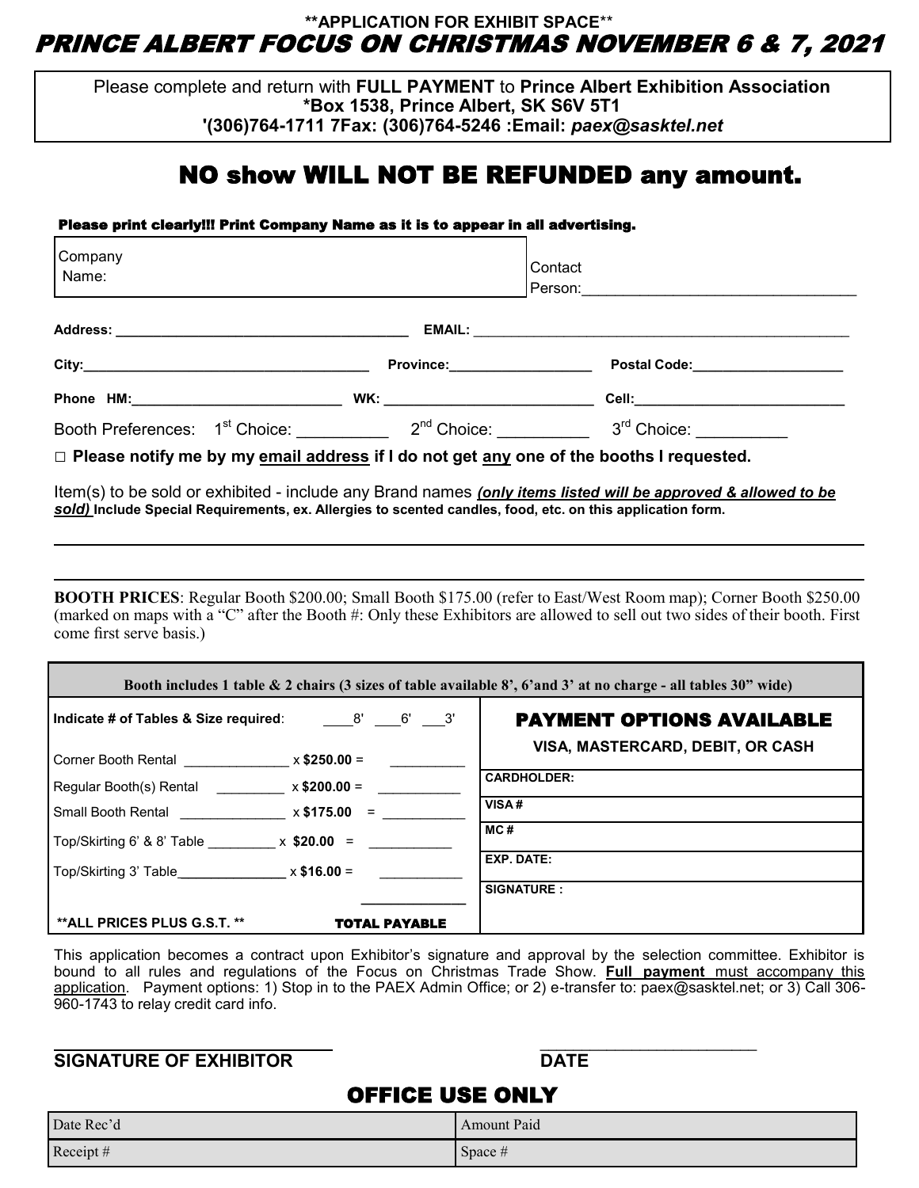**APPLICATION FOR EXHIBIT SPACE**

# PRINCE ALBERT FOCUS ON CHRISTMAS NOVEMBER 6 & 7, 2021

Please complete and return with **FULL PAYMENT** to **Prince Albert Exhibition Association**
***Box 1538, Prince Albert, SK S6V 5T1**
**'(306)764-1711 7Fax: (306)764-5246 :Email: *paex@sasktel.net***

## NO show WILL NOT BE REFUNDED any amount.

**Please print clearly!!! Print Company Name as it is to appear in all advertising.**

Company Name: Contact Person:_______________________________

**Address:** _____________________________________ **EMAIL:** _____________________________________________

**City:**_____________________________________ **Province:**__________________ **Postal Code:**___________________

**Phone HM:**__________________________ **WK:** __________________________ **Cell:**__________________________

Booth Preferences: 1st Choice: __________ 2nd Choice: __________ 3rd Choice: __________

□ **Please notify me by my email address if I do not get any one of the booths I requested.**

Item(s) to be sold or exhibited - include any Brand names ***(only items listed will be approved & allowed to be sold)*** **Include Special Requirements, ex. Allergies to scented candles, food, etc. on this application form.**

______________________________________________________________________________________

______________________________________________________________________________________

**BOOTH PRICES**: Regular Booth $200.00; Small Booth $175.00 (refer to East/West Room map); Corner Booth $250.00 (marked on maps with a "C" after the Booth #: Only these Exhibitors are allowed to sell out two sides of their booth. First come first serve basis.)

**Booth includes 1 table & 2 chairs (3 sizes of table available 8', 6'and 3' at no charge - all tables 30" wide)**

| | |
|---|---|
| **Indicate # of Tables & Size required**: ____8' ____6' ___3' | **PAYMENT OPTIONS AVAILABLE** **VISA, MASTERCARD, DEBIT, OR CASH** |
| Corner Booth Rental ______________ x **$250.00** = __________ | **CARDHOLDER:** |
| Regular Booth(s) Rental _________ x **$200.00** = __________ | **VISA #** |
| Small Booth Rental ______________ x **$175.00** = __________ | **MC #** |
| Top/Skirting 6' & 8' Table _________ x **$20.00** = __________ | **EXP. DATE:** |
| Top/Skirting 3' Table______________ x **$16.00** = __________ | **SIGNATURE :** |
| **\*\*ALL PRICES PLUS G.S.T. \*\*** **TOTAL PAYABLE** ______________ | |

This application becomes a contract upon Exhibitor's signature and approval by the selection committee. Exhibitor is bound to all rules and regulations of the Focus on Christmas Trade Show. **Full payment** must accompany this application. Payment options: 1) Stop in to the PAEX Admin Office; or 2) e-transfer to: paex@sasktel.net; or 3) Call 306-960-1743 to relay credit card info.

______________________________ ________________________

**SIGNATURE OF EXHIBITOR** **DATE**

## OFFICE USE ONLY

| | |
|---|---|
| Date Rec'd | Amount Paid |
| Receipt # | Space # |